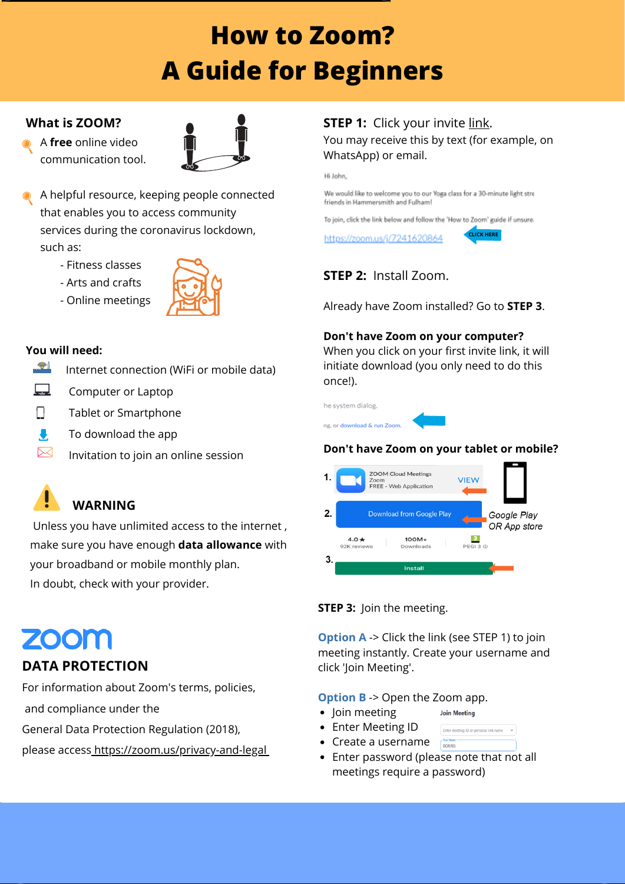# How to Zoom?
# A Guide for Beginners

## What is ZOOM?

- A **free** online video communication tool.
- A helpful resource, keeping people connected that enables you to access community services during the coronavirus lockdown, such as:
  - Fitness classes
  - Arts and crafts
  - Online meetings

## You will need:

- Internet connection (WiFi or mobile data)
- Computer or Laptop
- Tablet or Smartphone
- To download the app
- Invitation to join an online session

## WARNING

Unless you have unlimited access to the internet , make sure you have enough **data allowance** with your broadband or mobile monthly plan.
In doubt, check with your provider.

zoom

## DATA PROTECTION

For information about Zoom's terms, policies, and compliance under the General Data Protection Regulation (2018), please access https://zoom.us/privacy-and-legal

## STEP 1: Click your invite link.

You may receive this by text (for example, on WhatsApp) or email.

Hi John,

We would like to welcome you to our Yoga class for a 30-minute light stre friends in Hammersmith and Fulham!

To join, click the link below and follow the 'How to Zoom' guide if unsure.

https://zoom.us/j/7241620864 CLICK HERE

## STEP 2: Install Zoom.

Already have Zoom installed? Go to **STEP 3**.

**Don't have Zoom on your computer?**
When you click on your first invite link, it will initiate download (you only need to do this once!).

he system dialog.

ng, or download & run Zoom.

**Don't have Zoom on your tablet or mobile?**

1. ZOOM Cloud Meetings Zoom FREE - Web Application VIEW
2. Download from Google Play — *Google Play OR App store*
   4.0★ 92K reviews | 100M+ Downloads | PEGI 3
3. Install

## STEP 3: Join the meeting.

**Option A** -> Click the link (see STEP 1) to join meeting instantly. Create your username and click 'Join Meeting'.

**Option B** -> Open the Zoom app.

- Join meeting
- Enter Meeting ID
- Create a username
- Enter password (please note that not all meetings require a password)

Join Meeting
Enter meeting ID or personal link name
BORRIS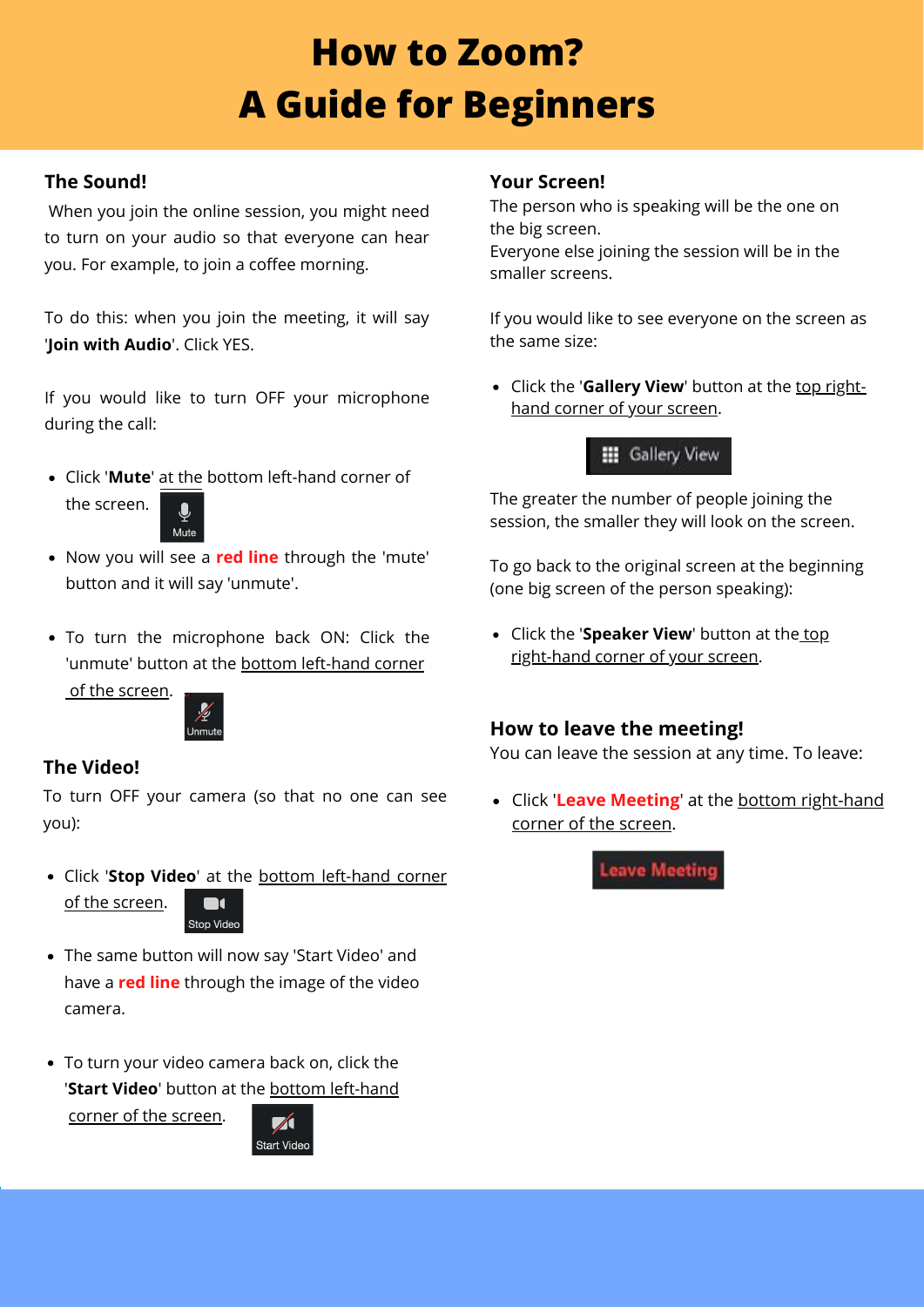# How to Zoom?
# A Guide for Beginners

## The Sound!

When you join the online session, you might need to turn on your audio so that everyone can hear you. For example, to join a coffee morning.

To do this: when you join the meeting, it will say '**Join with Audio**'. Click YES.

If you would like to turn OFF your microphone during the call:

- Click '**Mute**' at the bottom left-hand corner of the screen.
- Now you will see a **red line** through the 'mute' button and it will say 'unmute'.
- To turn the microphone back ON: Click the 'unmute' button at the bottom left-hand corner of the screen.

## The Video!

To turn OFF your camera (so that no one can see you):

- Click '**Stop Video**' at the bottom left-hand corner of the screen.
- The same button will now say 'Start Video' and have a **red line** through the image of the video camera.
- To turn your video camera back on, click the '**Start Video**' button at the bottom left-hand corner of the screen.

## Your Screen!

The person who is speaking will be the one on the big screen.
Everyone else joining the session will be in the smaller screens.

If you would like to see everyone on the screen as the same size:

- Click the '**Gallery View**' button at the top right-hand corner of your screen.

The greater the number of people joining the session, the smaller they will look on the screen.

To go back to the original screen at the beginning (one big screen of the person speaking):

- Click the '**Speaker View**' button at the top right-hand corner of your screen.

## How to leave the meeting!

You can leave the session at any time. To leave:

- Click '**Leave Meeting**' at the bottom right-hand corner of the screen.